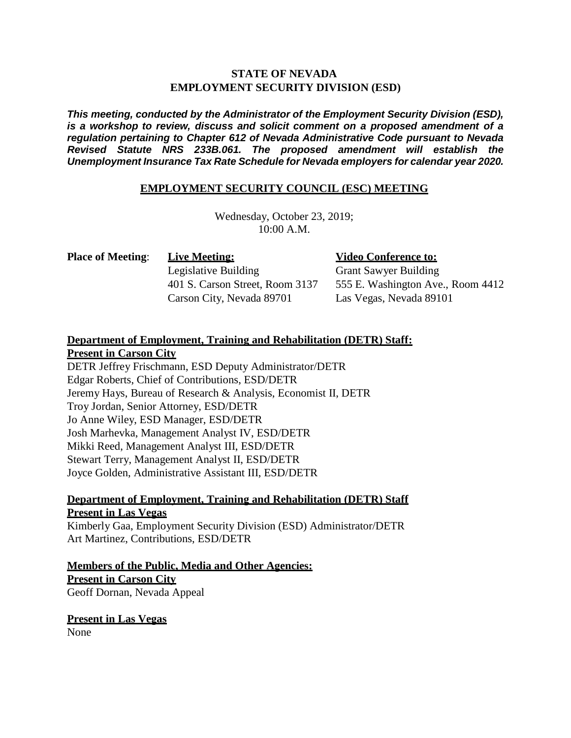**STATE OF NEVADA**
**EMPLOYMENT SECURITY DIVISION (ESD)**

***This meeting, conducted by the Administrator of the Employment Security Division (ESD), is a workshop to review, discuss and solicit comment on a proposed amendment of a regulation pertaining to Chapter 612 of Nevada Administrative Code pursuant to Nevada Revised Statute NRS 233B.061. The proposed amendment will establish the Unemployment Insurance Tax Rate Schedule for Nevada employers for calendar year 2020.***

**EMPLOYMENT SECURITY COUNCIL (ESC) MEETING**

Wednesday, October 23, 2019;
10:00 A.M.

**Place of Meeting**:

| **Live Meeting:** | **Video Conference to:** |
|---|---|
| Legislative Building | Grant Sawyer Building |
| 401 S. Carson Street, Room 3137 | 555 E. Washington Ave., Room 4412 |
| Carson City, Nevada 89701 | Las Vegas, Nevada 89101 |

**Department of Employment, Training and Rehabilitation (DETR) Staff:**
**Present in Carson City**

DETR Jeffrey Frischmann, ESD Deputy Administrator/DETR
Edgar Roberts, Chief of Contributions, ESD/DETR
Jeremy Hays, Bureau of Research & Analysis, Economist II, DETR
Troy Jordan, Senior Attorney, ESD/DETR
Jo Anne Wiley, ESD Manager, ESD/DETR
Josh Marhevka, Management Analyst IV, ESD/DETR
Mikki Reed, Management Analyst III, ESD/DETR
Stewart Terry, Management Analyst II, ESD/DETR
Joyce Golden, Administrative Assistant III, ESD/DETR

**Department of Employment, Training and Rehabilitation (DETR) Staff**
**Present in Las Vegas**

Kimberly Gaa, Employment Security Division (ESD) Administrator/DETR
Art Martinez, Contributions, ESD/DETR

**Members of the Public, Media and Other Agencies:**
**Present in Carson City**

Geoff Dornan, Nevada Appeal

**Present in Las Vegas**

None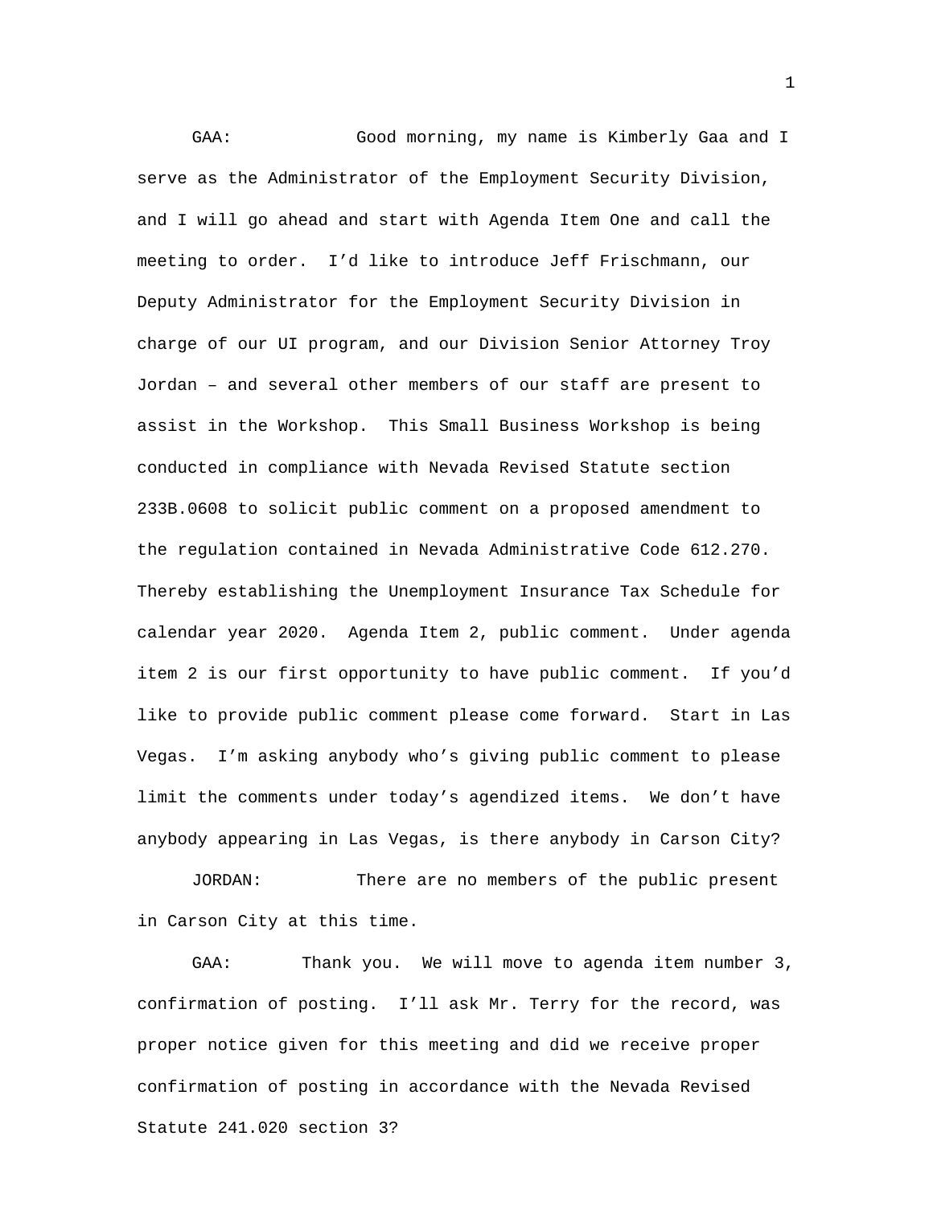GAA: Good morning, my name is Kimberly Gaa and I serve as the Administrator of the Employment Security Division, and I will go ahead and start with Agenda Item One and call the meeting to order. I'd like to introduce Jeff Frischmann, our Deputy Administrator for the Employment Security Division in charge of our UI program, and our Division Senior Attorney Troy Jordan – and several other members of our staff are present to assist in the Workshop. This Small Business Workshop is being conducted in compliance with Nevada Revised Statute section 233B.0608 to solicit public comment on a proposed amendment to the regulation contained in Nevada Administrative Code 612.270. Thereby establishing the Unemployment Insurance Tax Schedule for calendar year 2020. Agenda Item 2, public comment. Under agenda item 2 is our first opportunity to have public comment. If you'd like to provide public comment please come forward. Start in Las Vegas. I'm asking anybody who's giving public comment to please limit the comments under today's agendized items. We don't have anybody appearing in Las Vegas, is there anybody in Carson City?

JORDAN: There are no members of the public present in Carson City at this time.

GAA: Thank you. We will move to agenda item number 3, confirmation of posting. I'll ask Mr. Terry for the record, was proper notice given for this meeting and did we receive proper confirmation of posting in accordance with the Nevada Revised Statute 241.020 section 3?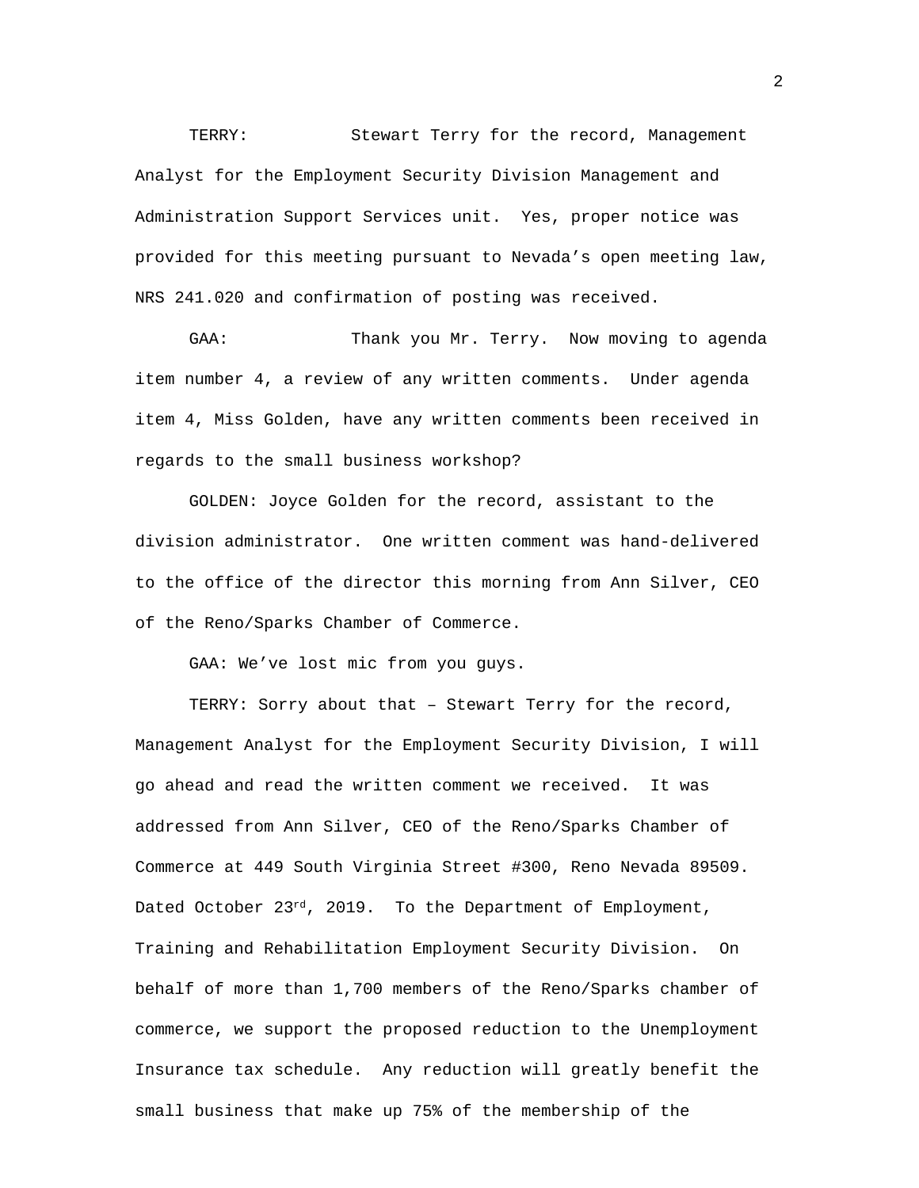TERRY: Stewart Terry for the record, Management Analyst for the Employment Security Division Management and Administration Support Services unit. Yes, proper notice was provided for this meeting pursuant to Nevada's open meeting law, NRS 241.020 and confirmation of posting was received.

GAA: Thank you Mr. Terry. Now moving to agenda item number 4, a review of any written comments. Under agenda item 4, Miss Golden, have any written comments been received in regards to the small business workshop?

GOLDEN: Joyce Golden for the record, assistant to the division administrator. One written comment was hand-delivered to the office of the director this morning from Ann Silver, CEO of the Reno/Sparks Chamber of Commerce.

GAA: We've lost mic from you guys.

TERRY: Sorry about that – Stewart Terry for the record, Management Analyst for the Employment Security Division, I will go ahead and read the written comment we received. It was addressed from Ann Silver, CEO of the Reno/Sparks Chamber of Commerce at 449 South Virginia Street #300, Reno Nevada 89509. Dated October 23rd, 2019. To the Department of Employment, Training and Rehabilitation Employment Security Division. On behalf of more than 1,700 members of the Reno/Sparks chamber of commerce, we support the proposed reduction to the Unemployment Insurance tax schedule. Any reduction will greatly benefit the small business that make up 75% of the membership of the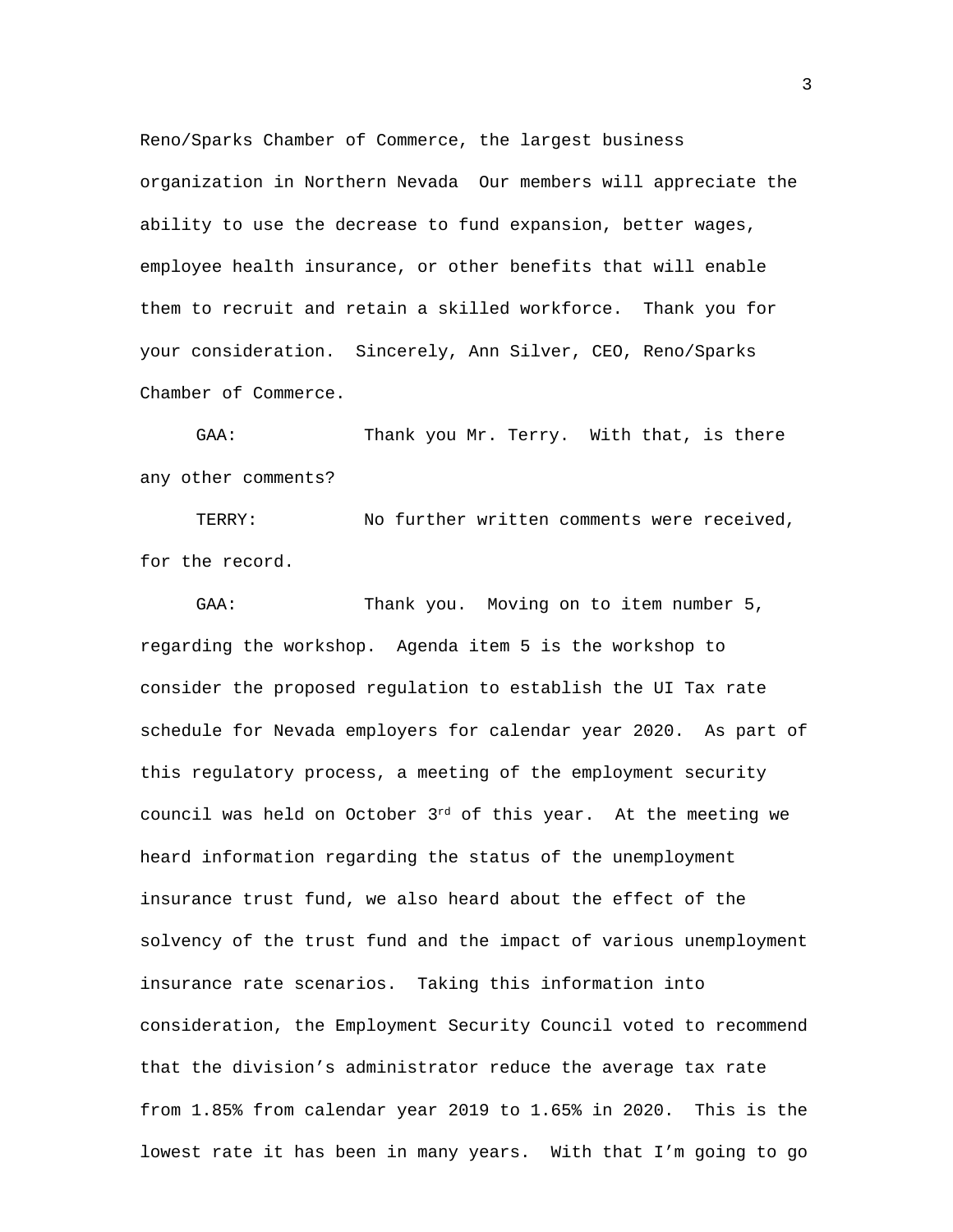Reno/Sparks Chamber of Commerce, the largest business organization in Northern Nevada  Our members will appreciate the ability to use the decrease to fund expansion, better wages, employee health insurance, or other benefits that will enable them to recruit and retain a skilled workforce.  Thank you for your consideration.  Sincerely, Ann Silver, CEO, Reno/Sparks Chamber of Commerce.

GAA: Thank you Mr. Terry.  With that, is there any other comments?

TERRY: No further written comments were received, for the record.

GAA: Thank you.  Moving on to item number 5, regarding the workshop.  Agenda item 5 is the workshop to consider the proposed regulation to establish the UI Tax rate schedule for Nevada employers for calendar year 2020.  As part of this regulatory process, a meeting of the employment security council was held on October 3rd of this year.  At the meeting we heard information regarding the status of the unemployment insurance trust fund, we also heard about the effect of the solvency of the trust fund and the impact of various unemployment insurance rate scenarios.  Taking this information into consideration, the Employment Security Council voted to recommend that the division's administrator reduce the average tax rate from 1.85% from calendar year 2019 to 1.65% in 2020.  This is the lowest rate it has been in many years.  With that I'm going to go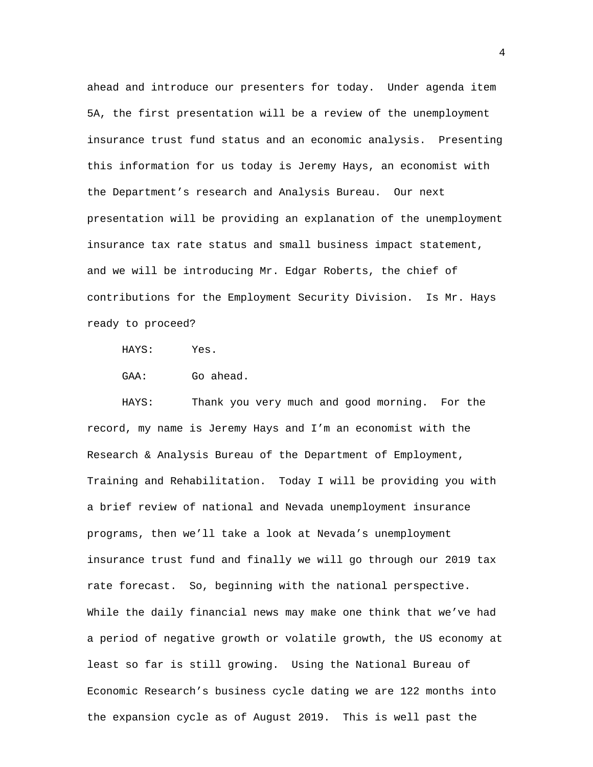ahead and introduce our presenters for today. Under agenda item 5A, the first presentation will be a review of the unemployment insurance trust fund status and an economic analysis. Presenting this information for us today is Jeremy Hays, an economist with the Department's research and Analysis Bureau. Our next presentation will be providing an explanation of the unemployment insurance tax rate status and small business impact statement, and we will be introducing Mr. Edgar Roberts, the chief of contributions for the Employment Security Division. Is Mr. Hays ready to proceed?

HAYS: Yes.

GAA: Go ahead.

HAYS: Thank you very much and good morning. For the record, my name is Jeremy Hays and I'm an economist with the Research & Analysis Bureau of the Department of Employment, Training and Rehabilitation. Today I will be providing you with a brief review of national and Nevada unemployment insurance programs, then we'll take a look at Nevada's unemployment insurance trust fund and finally we will go through our 2019 tax rate forecast. So, beginning with the national perspective. While the daily financial news may make one think that we've had a period of negative growth or volatile growth, the US economy at least so far is still growing. Using the National Bureau of Economic Research's business cycle dating we are 122 months into the expansion cycle as of August 2019. This is well past the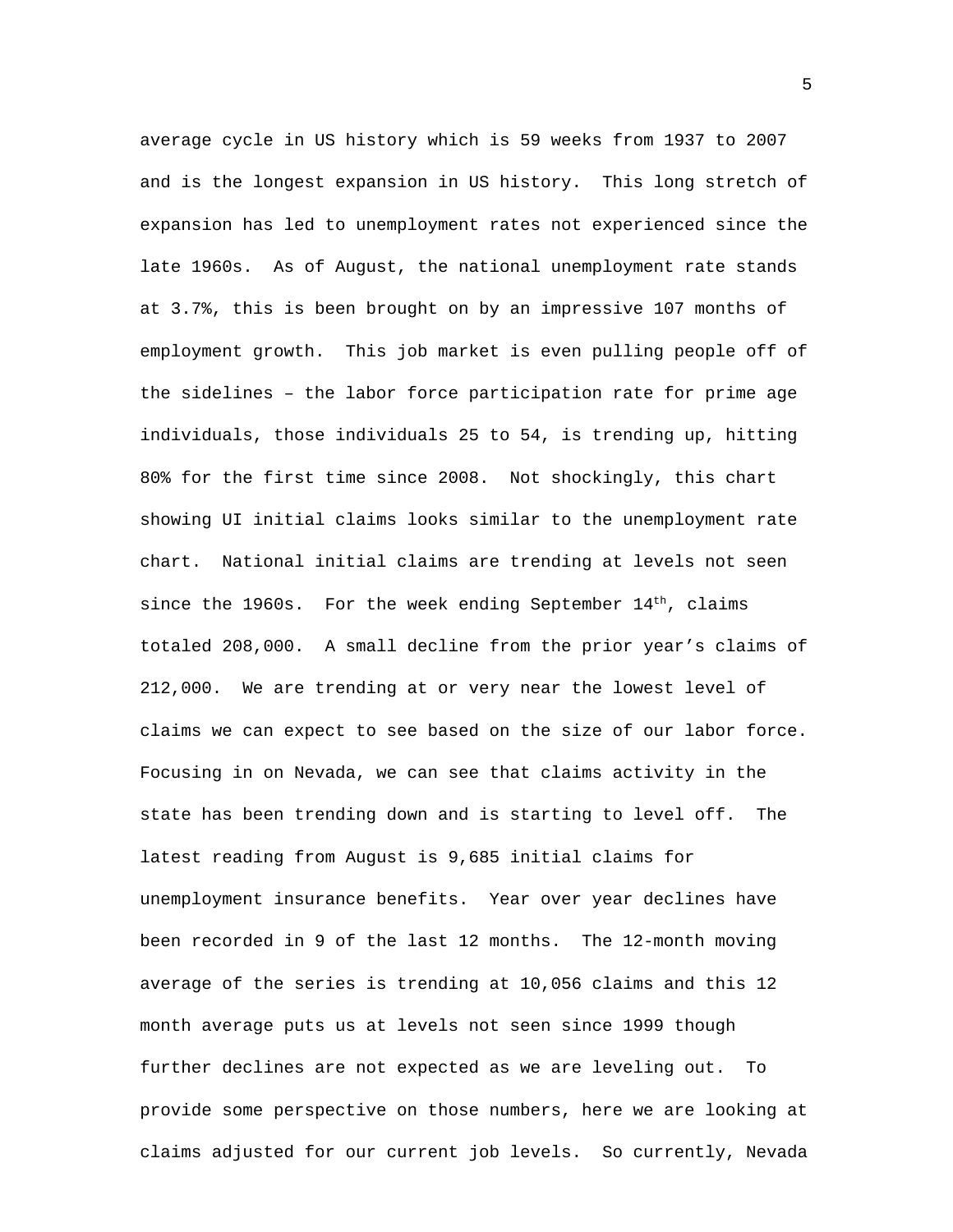average cycle in US history which is 59 weeks from 1937 to 2007 and is the longest expansion in US history. This long stretch of expansion has led to unemployment rates not experienced since the late 1960s. As of August, the national unemployment rate stands at 3.7%, this is been brought on by an impressive 107 months of employment growth. This job market is even pulling people off of the sidelines – the labor force participation rate for prime age individuals, those individuals 25 to 54, is trending up, hitting 80% for the first time since 2008. Not shockingly, this chart showing UI initial claims looks similar to the unemployment rate chart. National initial claims are trending at levels not seen since the 1960s. For the week ending September 14th, claims totaled 208,000. A small decline from the prior year's claims of 212,000. We are trending at or very near the lowest level of claims we can expect to see based on the size of our labor force. Focusing in on Nevada, we can see that claims activity in the state has been trending down and is starting to level off. The latest reading from August is 9,685 initial claims for unemployment insurance benefits. Year over year declines have been recorded in 9 of the last 12 months. The 12-month moving average of the series is trending at 10,056 claims and this 12 month average puts us at levels not seen since 1999 though further declines are not expected as we are leveling out. To provide some perspective on those numbers, here we are looking at claims adjusted for our current job levels. So currently, Nevada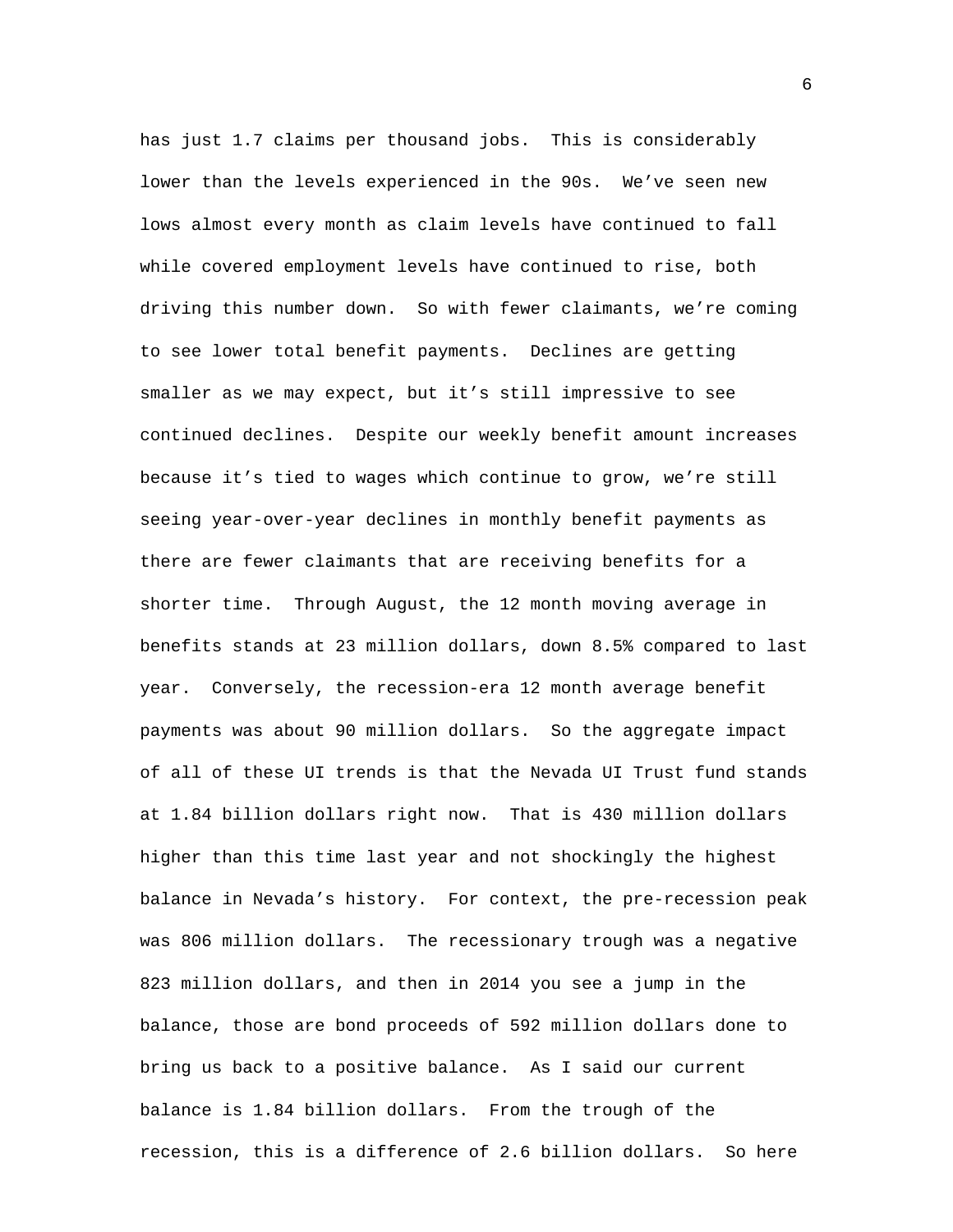has just 1.7 claims per thousand jobs. This is considerably lower than the levels experienced in the 90s. We've seen new lows almost every month as claim levels have continued to fall while covered employment levels have continued to rise, both driving this number down. So with fewer claimants, we're coming to see lower total benefit payments. Declines are getting smaller as we may expect, but it's still impressive to see continued declines. Despite our weekly benefit amount increases because it's tied to wages which continue to grow, we're still seeing year-over-year declines in monthly benefit payments as there are fewer claimants that are receiving benefits for a shorter time. Through August, the 12 month moving average in benefits stands at 23 million dollars, down 8.5% compared to last year. Conversely, the recession-era 12 month average benefit payments was about 90 million dollars. So the aggregate impact of all of these UI trends is that the Nevada UI Trust fund stands at 1.84 billion dollars right now. That is 430 million dollars higher than this time last year and not shockingly the highest balance in Nevada's history. For context, the pre-recession peak was 806 million dollars. The recessionary trough was a negative 823 million dollars, and then in 2014 you see a jump in the balance, those are bond proceeds of 592 million dollars done to bring us back to a positive balance. As I said our current balance is 1.84 billion dollars. From the trough of the recession, this is a difference of 2.6 billion dollars. So here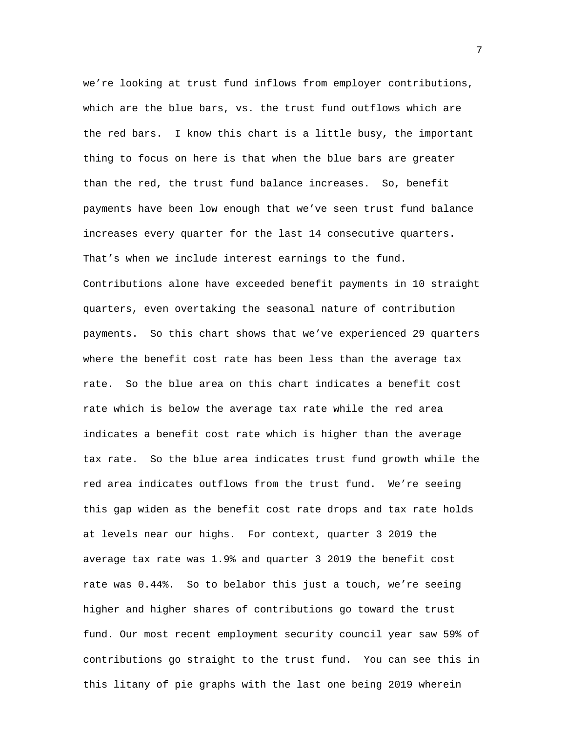we’re looking at trust fund inflows from employer contributions, which are the blue bars, vs. the trust fund outflows which are the red bars. I know this chart is a little busy, the important thing to focus on here is that when the blue bars are greater than the red, the trust fund balance increases. So, benefit payments have been low enough that we’ve seen trust fund balance increases every quarter for the last 14 consecutive quarters. That’s when we include interest earnings to the fund. Contributions alone have exceeded benefit payments in 10 straight quarters, even overtaking the seasonal nature of contribution payments. So this chart shows that we’ve experienced 29 quarters where the benefit cost rate has been less than the average tax rate. So the blue area on this chart indicates a benefit cost rate which is below the average tax rate while the red area indicates a benefit cost rate which is higher than the average tax rate. So the blue area indicates trust fund growth while the red area indicates outflows from the trust fund. We’re seeing this gap widen as the benefit cost rate drops and tax rate holds at levels near our highs. For context, quarter 3 2019 the average tax rate was 1.9% and quarter 3 2019 the benefit cost rate was 0.44%. So to belabor this just a touch, we’re seeing higher and higher shares of contributions go toward the trust fund. Our most recent employment security council year saw 59% of contributions go straight to the trust fund. You can see this in this litany of pie graphs with the last one being 2019 wherein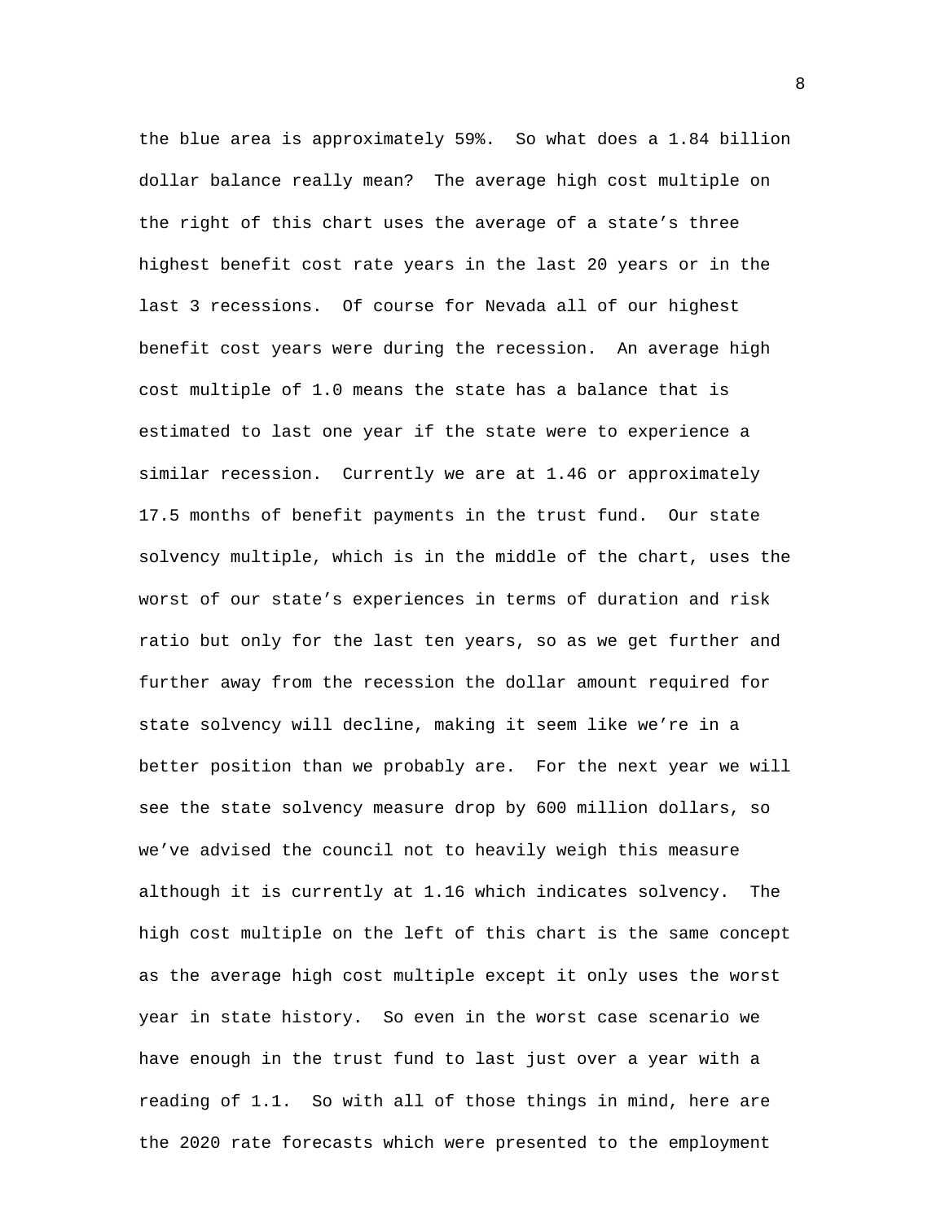the blue area is approximately 59%. So what does a 1.84 billion dollar balance really mean? The average high cost multiple on the right of this chart uses the average of a state's three highest benefit cost rate years in the last 20 years or in the last 3 recessions. Of course for Nevada all of our highest benefit cost years were during the recession. An average high cost multiple of 1.0 means the state has a balance that is estimated to last one year if the state were to experience a similar recession. Currently we are at 1.46 or approximately 17.5 months of benefit payments in the trust fund. Our state solvency multiple, which is in the middle of the chart, uses the worst of our state's experiences in terms of duration and risk ratio but only for the last ten years, so as we get further and further away from the recession the dollar amount required for state solvency will decline, making it seem like we're in a better position than we probably are. For the next year we will see the state solvency measure drop by 600 million dollars, so we've advised the council not to heavily weigh this measure although it is currently at 1.16 which indicates solvency. The high cost multiple on the left of this chart is the same concept as the average high cost multiple except it only uses the worst year in state history. So even in the worst case scenario we have enough in the trust fund to last just over a year with a reading of 1.1. So with all of those things in mind, here are the 2020 rate forecasts which were presented to the employment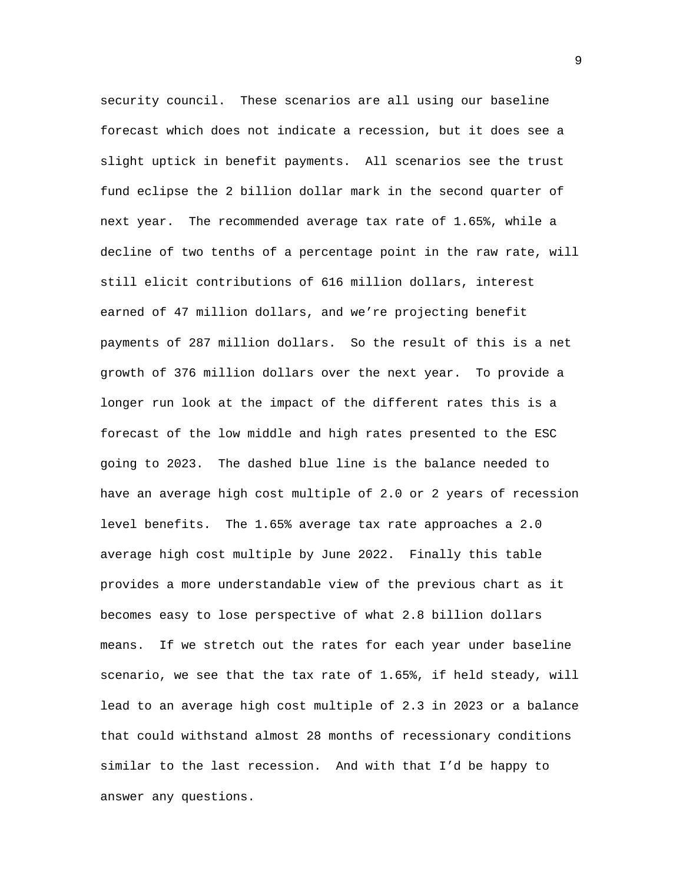security council. These scenarios are all using our baseline forecast which does not indicate a recession, but it does see a slight uptick in benefit payments. All scenarios see the trust fund eclipse the 2 billion dollar mark in the second quarter of next year. The recommended average tax rate of 1.65%, while a decline of two tenths of a percentage point in the raw rate, will still elicit contributions of 616 million dollars, interest earned of 47 million dollars, and we're projecting benefit payments of 287 million dollars. So the result of this is a net growth of 376 million dollars over the next year. To provide a longer run look at the impact of the different rates this is a forecast of the low middle and high rates presented to the ESC going to 2023. The dashed blue line is the balance needed to have an average high cost multiple of 2.0 or 2 years of recession level benefits. The 1.65% average tax rate approaches a 2.0 average high cost multiple by June 2022. Finally this table provides a more understandable view of the previous chart as it becomes easy to lose perspective of what 2.8 billion dollars means. If we stretch out the rates for each year under baseline scenario, we see that the tax rate of 1.65%, if held steady, will lead to an average high cost multiple of 2.3 in 2023 or a balance that could withstand almost 28 months of recessionary conditions similar to the last recession. And with that I'd be happy to answer any questions.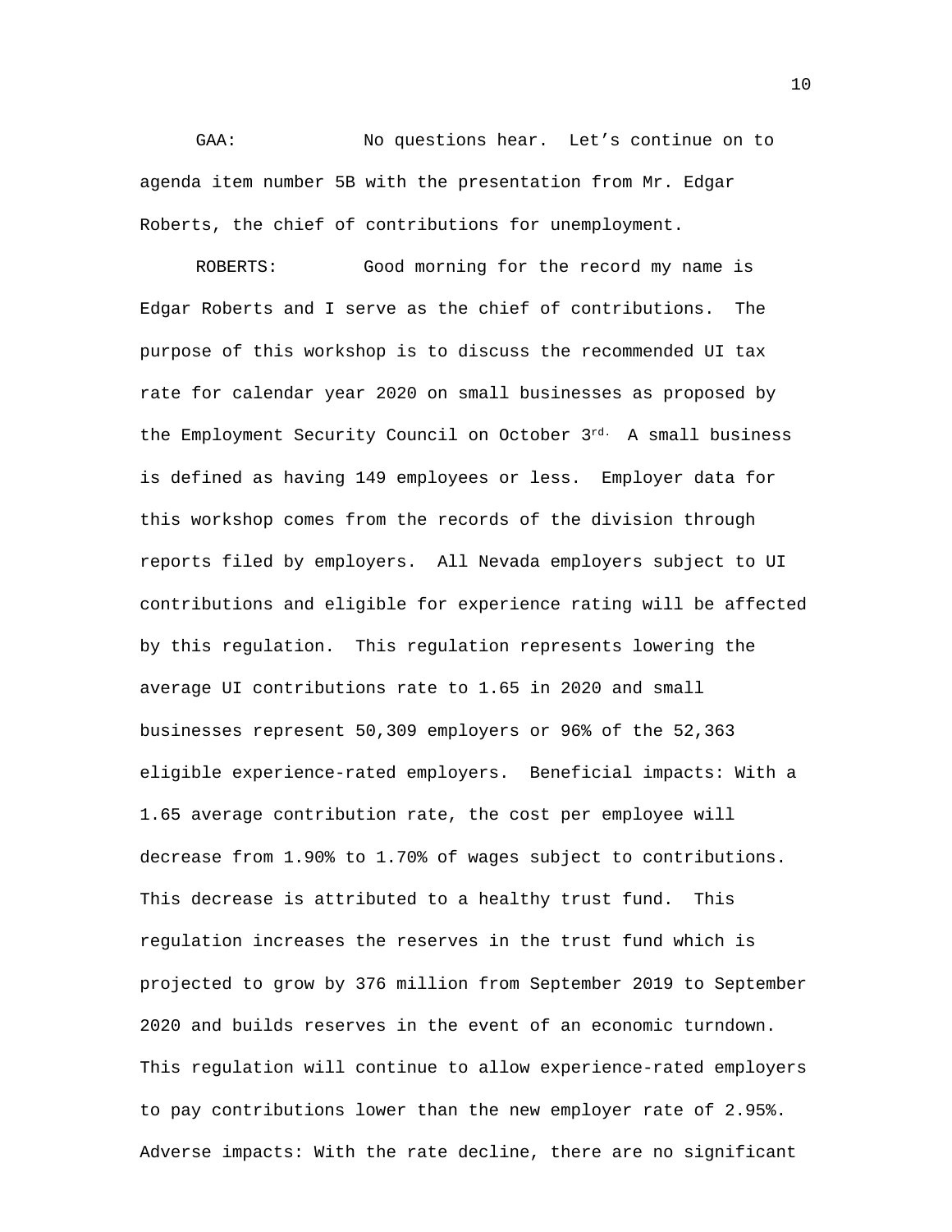GAA: No questions hear. Let's continue on to agenda item number 5B with the presentation from Mr. Edgar Roberts, the chief of contributions for unemployment.

ROBERTS: Good morning for the record my name is Edgar Roberts and I serve as the chief of contributions. The purpose of this workshop is to discuss the recommended UI tax rate for calendar year 2020 on small businesses as proposed by the Employment Security Council on October 3rd. A small business is defined as having 149 employees or less. Employer data for this workshop comes from the records of the division through reports filed by employers. All Nevada employers subject to UI contributions and eligible for experience rating will be affected by this regulation. This regulation represents lowering the average UI contributions rate to 1.65 in 2020 and small businesses represent 50,309 employers or 96% of the 52,363 eligible experience-rated employers. Beneficial impacts: With a 1.65 average contribution rate, the cost per employee will decrease from 1.90% to 1.70% of wages subject to contributions. This decrease is attributed to a healthy trust fund. This regulation increases the reserves in the trust fund which is projected to grow by 376 million from September 2019 to September 2020 and builds reserves in the event of an economic turndown. This regulation will continue to allow experience-rated employers to pay contributions lower than the new employer rate of 2.95%. Adverse impacts: With the rate decline, there are no significant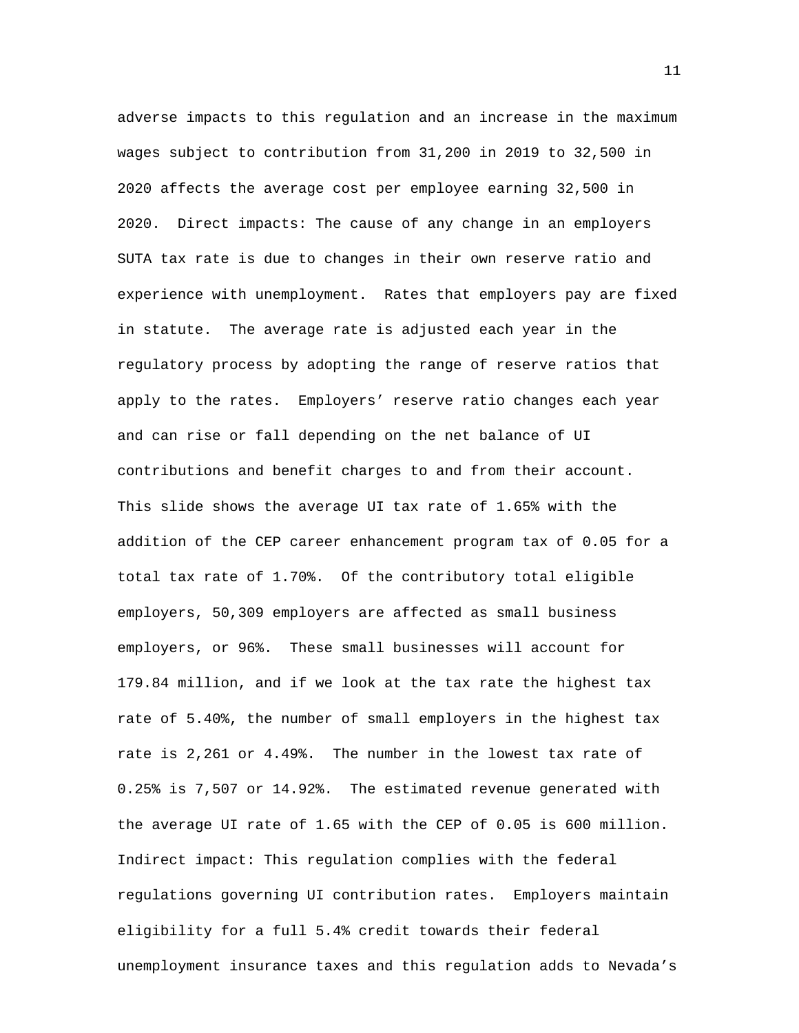adverse impacts to this regulation and an increase in the maximum wages subject to contribution from 31,200 in 2019 to 32,500 in 2020 affects the average cost per employee earning 32,500 in 2020. Direct impacts: The cause of any change in an employers SUTA tax rate is due to changes in their own reserve ratio and experience with unemployment. Rates that employers pay are fixed in statute. The average rate is adjusted each year in the regulatory process by adopting the range of reserve ratios that apply to the rates. Employers' reserve ratio changes each year and can rise or fall depending on the net balance of UI contributions and benefit charges to and from their account. This slide shows the average UI tax rate of 1.65% with the addition of the CEP career enhancement program tax of 0.05 for a total tax rate of 1.70%. Of the contributory total eligible employers, 50,309 employers are affected as small business employers, or 96%. These small businesses will account for 179.84 million, and if we look at the tax rate the highest tax rate of 5.40%, the number of small employers in the highest tax rate is 2,261 or 4.49%. The number in the lowest tax rate of 0.25% is 7,507 or 14.92%. The estimated revenue generated with the average UI rate of 1.65 with the CEP of 0.05 is 600 million. Indirect impact: This regulation complies with the federal regulations governing UI contribution rates. Employers maintain eligibility for a full 5.4% credit towards their federal unemployment insurance taxes and this regulation adds to Nevada's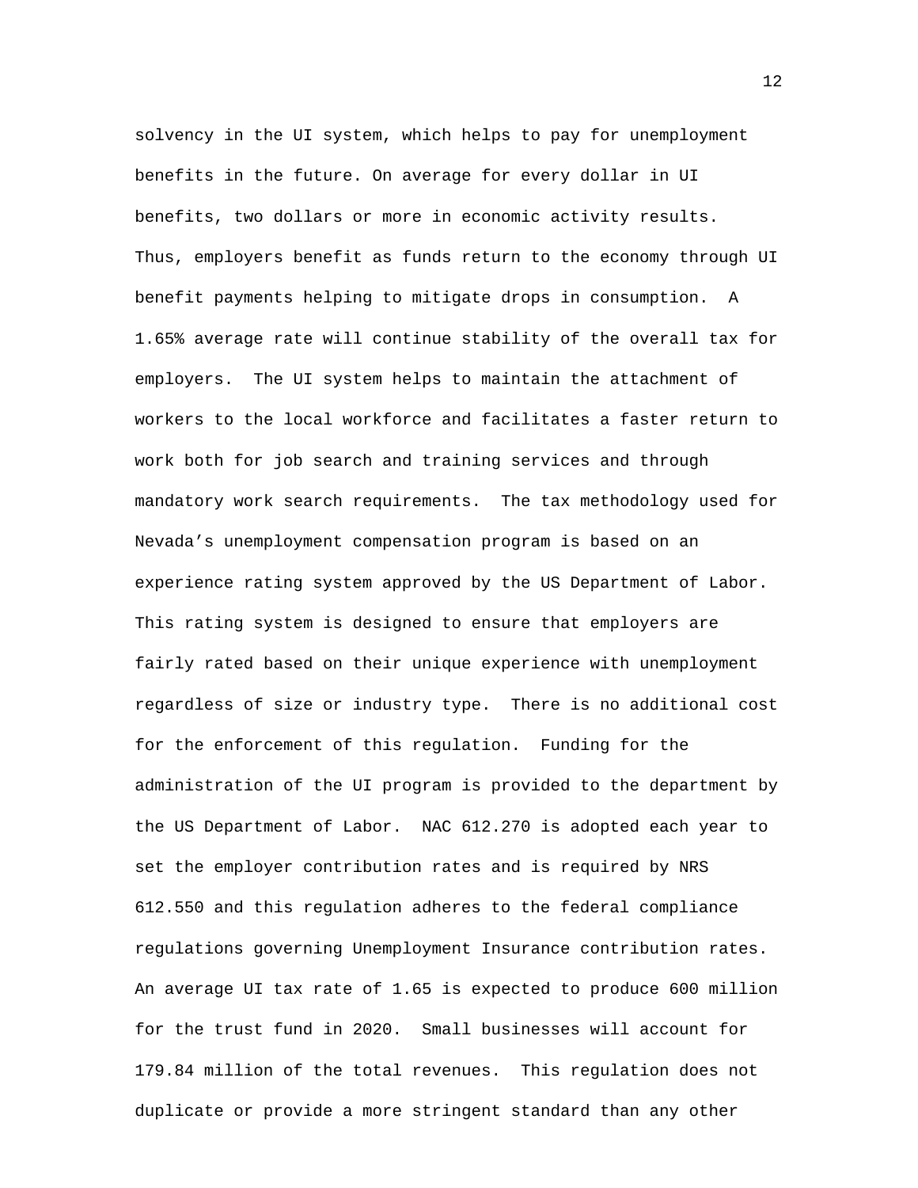solvency in the UI system, which helps to pay for unemployment benefits in the future. On average for every dollar in UI benefits, two dollars or more in economic activity results. Thus, employers benefit as funds return to the economy through UI benefit payments helping to mitigate drops in consumption. A 1.65% average rate will continue stability of the overall tax for employers. The UI system helps to maintain the attachment of workers to the local workforce and facilitates a faster return to work both for job search and training services and through mandatory work search requirements. The tax methodology used for Nevada's unemployment compensation program is based on an experience rating system approved by the US Department of Labor. This rating system is designed to ensure that employers are fairly rated based on their unique experience with unemployment regardless of size or industry type. There is no additional cost for the enforcement of this regulation. Funding for the administration of the UI program is provided to the department by the US Department of Labor. NAC 612.270 is adopted each year to set the employer contribution rates and is required by NRS 612.550 and this regulation adheres to the federal compliance regulations governing Unemployment Insurance contribution rates. An average UI tax rate of 1.65 is expected to produce 600 million for the trust fund in 2020. Small businesses will account for 179.84 million of the total revenues. This regulation does not duplicate or provide a more stringent standard than any other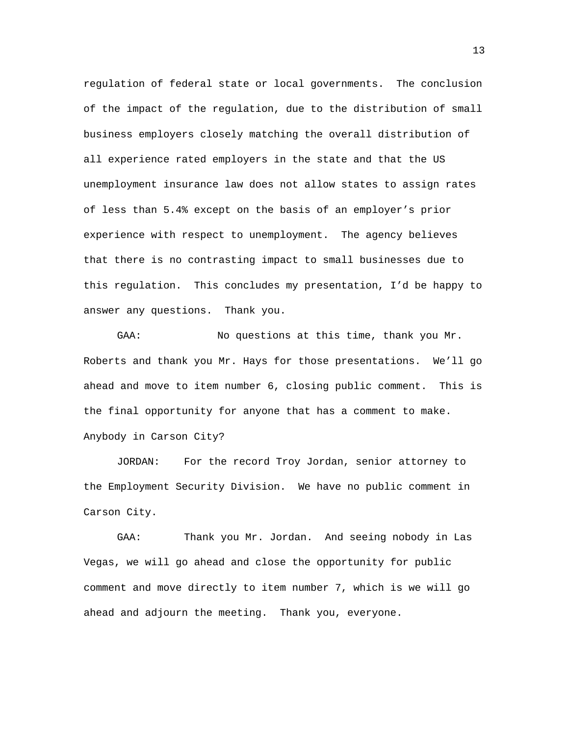regulation of federal state or local governments. The conclusion of the impact of the regulation, due to the distribution of small business employers closely matching the overall distribution of all experience rated employers in the state and that the US unemployment insurance law does not allow states to assign rates of less than 5.4% except on the basis of an employer's prior experience with respect to unemployment. The agency believes that there is no contrasting impact to small businesses due to this regulation. This concludes my presentation, I'd be happy to answer any questions. Thank you.

GAA: No questions at this time, thank you Mr. Roberts and thank you Mr. Hays for those presentations. We'll go ahead and move to item number 6, closing public comment. This is the final opportunity for anyone that has a comment to make. Anybody in Carson City?

JORDAN: For the record Troy Jordan, senior attorney to the Employment Security Division. We have no public comment in Carson City.

GAA: Thank you Mr. Jordan. And seeing nobody in Las Vegas, we will go ahead and close the opportunity for public comment and move directly to item number 7, which is we will go ahead and adjourn the meeting. Thank you, everyone.